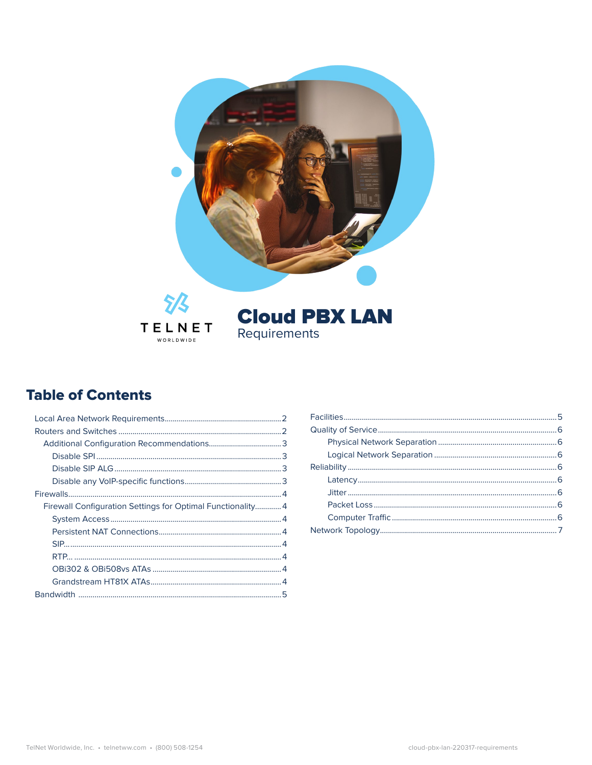TELNET WORLDWIDE

# Cloud PBX LAN

Requirements

## Table of Contents

- Local Area Network Requirements....2
- Routers and Switches....2
  - Additional Configuration Recommendations....3
    - Disable SPI....3
    - Disable SIP ALG....3
    - Disable any VoIP-specific functions....3
- Firewalls....4
  - Firewall Configuration Settings for Optimal Functionality....4
    - System Access....4
    - Persistent NAT Connections....4
    - SIP....4
    - RTP....4
    - OBi302 & OBi508vs ATAs....4
    - Grandstream HT81X ATAs....4
- Bandwidth....5
- Facilities....5
- Quality of Service....6
  - Physical Network Separation....6
  - Logical Network Separation....6
- Reliability....6
  - Latency....6
  - Jitter....6
  - Packet Loss....6
  - Computer Traffic....6
- Network Topology....7

TelNet Worldwide, Inc. • telnetww.com • (800) 508-1254

cloud-pbx-lan-220317-requirements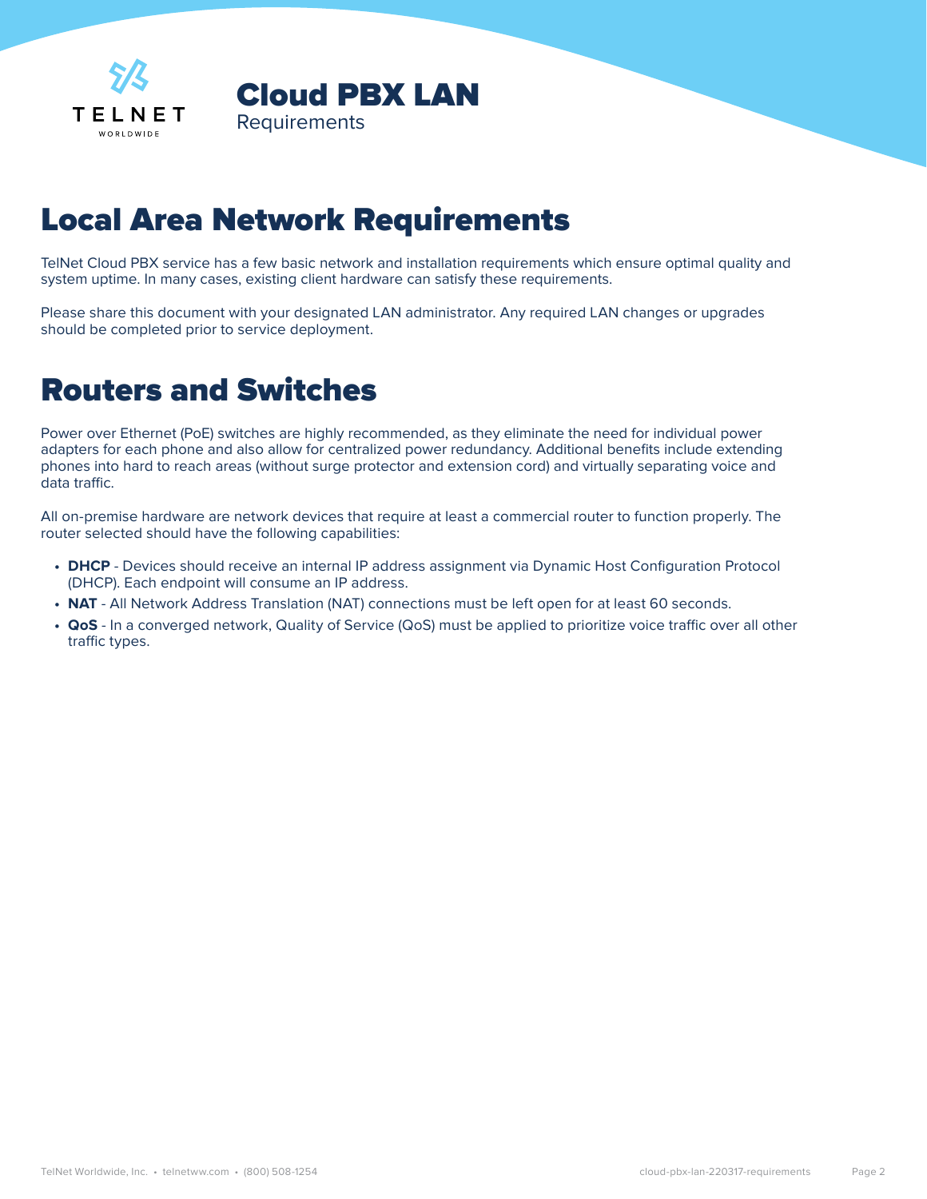# Cloud PBX LAN

Requirements

## Local Area Network Requirements

TelNet Cloud PBX service has a few basic network and installation requirements which ensure optimal quality and system uptime. In many cases, existing client hardware can satisfy these requirements.

Please share this document with your designated LAN administrator. Any required LAN changes or upgrades should be completed prior to service deployment.

## Routers and Switches

Power over Ethernet (PoE) switches are highly recommended, as they eliminate the need for individual power adapters for each phone and also allow for centralized power redundancy. Additional benefits include extending phones into hard to reach areas (without surge protector and extension cord) and virtually separating voice and data traffic.

All on-premise hardware are network devices that require at least a commercial router to function properly. The router selected should have the following capabilities:

- **DHCP** - Devices should receive an internal IP address assignment via Dynamic Host Configuration Protocol (DHCP). Each endpoint will consume an IP address.
- **NAT** - All Network Address Translation (NAT) connections must be left open for at least 60 seconds.
- **QoS** - In a converged network, Quality of Service (QoS) must be applied to prioritize voice traffic over all other traffic types.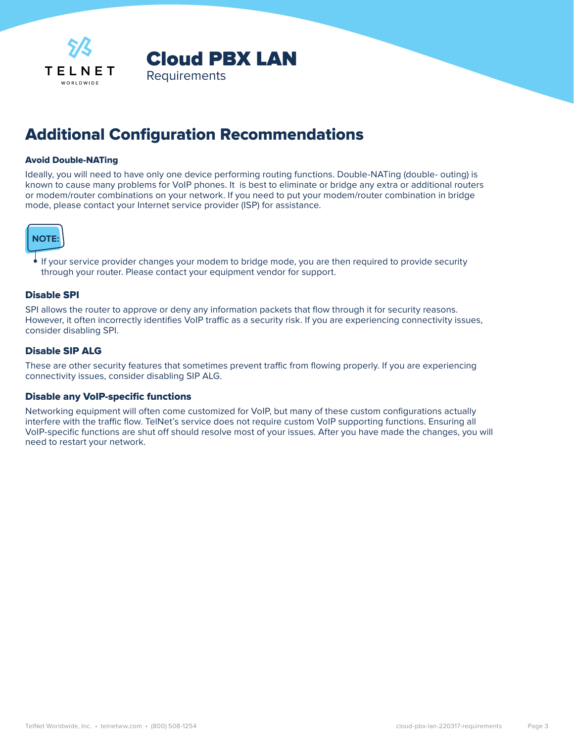# Cloud PBX LAN

Requirements

## Additional Configuration Recommendations

### Avoid Double-NATing

Ideally, you will need to have only one device performing routing functions. Double-NATing (double- outing) is known to cause many problems for VoIP phones. It is best to eliminate or bridge any extra or additional routers or modem/router combinations on your network. If you need to put your modem/router combination in bridge mode, please contact your Internet service provider (ISP) for assistance.

**NOTE:**

- If your service provider changes your modem to bridge mode, you are then required to provide security through your router. Please contact your equipment vendor for support.

### Disable SPI

SPI allows the router to approve or deny any information packets that flow through it for security reasons. However, it often incorrectly identifies VoIP traffic as a security risk. If you are experiencing connectivity issues, consider disabling SPI.

### Disable SIP ALG

These are other security features that sometimes prevent traffic from flowing properly. If you are experiencing connectivity issues, consider disabling SIP ALG.

### Disable any VoIP-specific functions

Networking equipment will often come customized for VoIP, but many of these custom configurations actually interfere with the traffic flow. TelNet's service does not require custom VoIP supporting functions. Ensuring all VoIP-specific functions are shut off should resolve most of your issues. After you have made the changes, you will need to restart your network.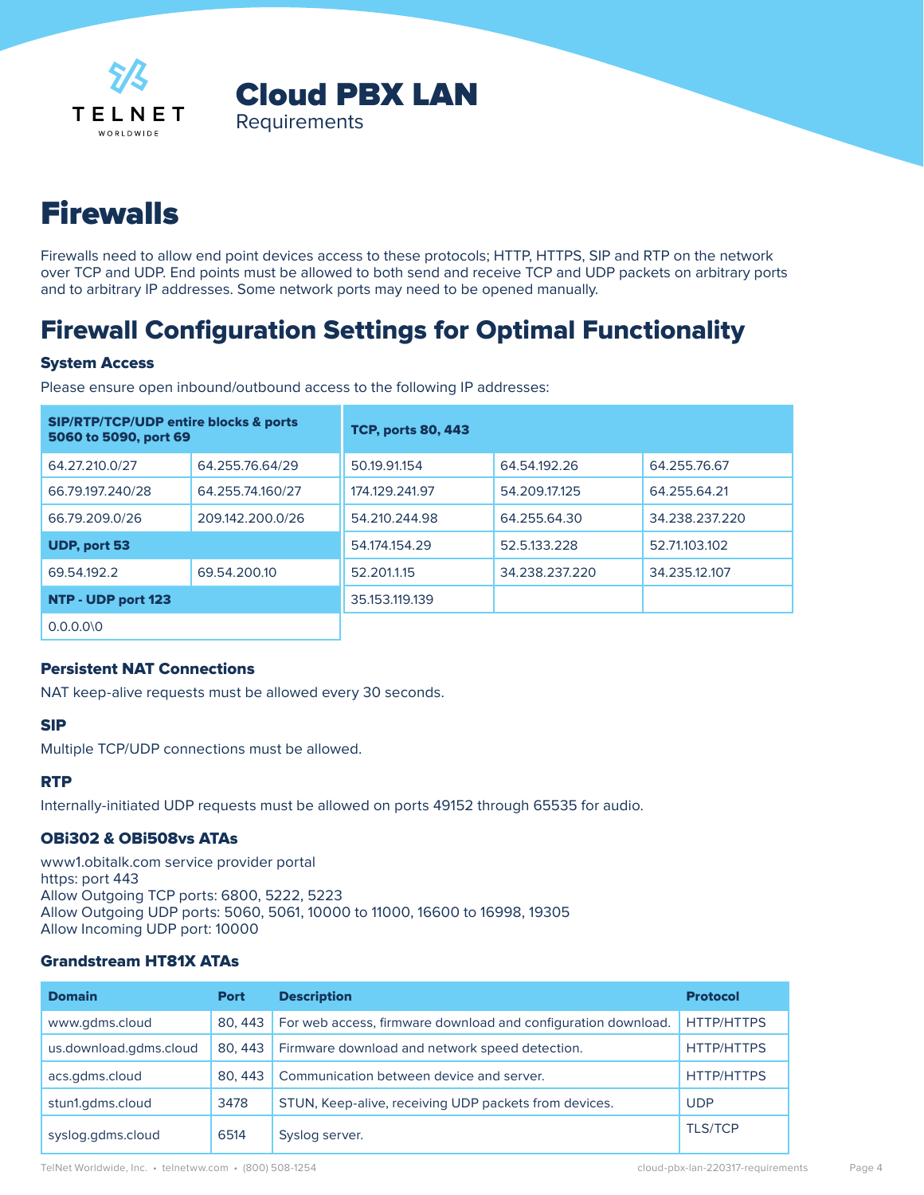# Cloud PBX LAN
Requirements

# Firewalls

Firewalls need to allow end point devices access to these protocols; HTTP, HTTPS, SIP and RTP on the network over TCP and UDP. End points must be allowed to both send and receive TCP and UDP packets on arbitrary ports and to arbitrary IP addresses. Some network ports may need to be opened manually.

## Firewall Configuration Settings for Optimal Functionality

### System Access

Please ensure open inbound/outbound access to the following IP addresses:

| SIP/RTP/TCP/UDP entire blocks & ports 5060 to 5090, port 69 | |
|---|---|
| 64.27.210.0/27 | 64.255.76.64/29 |
| 66.79.197.240/28 | 64.255.74.160/27 |
| 66.79.209.0/26 | 209.142.200.0/26 |
| **UDP, port 53** | |
| 69.54.192.2 | 69.54.200.10 |
| **NTP - UDP port 123** | |
| 0.0.0.0\0 | |

| TCP, ports 80, 443 | | |
|---|---|---|
| 50.19.91.154 | 64.54.192.26 | 64.255.76.67 |
| 174.129.241.97 | 54.209.17.125 | 64.255.64.21 |
| 54.210.244.98 | 64.255.64.30 | 34.238.237.220 |
| 54.174.154.29 | 52.5.133.228 | 52.71.103.102 |
| 52.201.1.15 | 34.238.237.220 | 34.235.12.107 |
| 35.153.119.139 | | |

### Persistent NAT Connections

NAT keep-alive requests must be allowed every 30 seconds.

### SIP

Multiple TCP/UDP connections must be allowed.

### RTP

Internally-initiated UDP requests must be allowed on ports 49152 through 65535 for audio.

### OBi302 & OBi508vs ATAs

www1.obitalk.com service provider portal
https: port 443
Allow Outgoing TCP ports: 6800, 5222, 5223
Allow Outgoing UDP ports: 5060, 5061, 10000 to 11000, 16600 to 16998, 19305
Allow Incoming UDP port: 10000

### Grandstream HT81X ATAs

| Domain | Port | Description | Protocol |
|---|---|---|---|
| www.gdms.cloud | 80, 443 | For web access, firmware download and configuration download. | HTTP/HTTPS |
| us.download.gdms.cloud | 80, 443 | Firmware download and network speed detection. | HTTP/HTTPS |
| acs.gdms.cloud | 80, 443 | Communication between device and server. | HTTP/HTTPS |
| stun1.gdms.cloud | 3478 | STUN, Keep-alive, receiving UDP packets from devices. | UDP |
| syslog.gdms.cloud | 6514 | Syslog server. | TLS/TCP |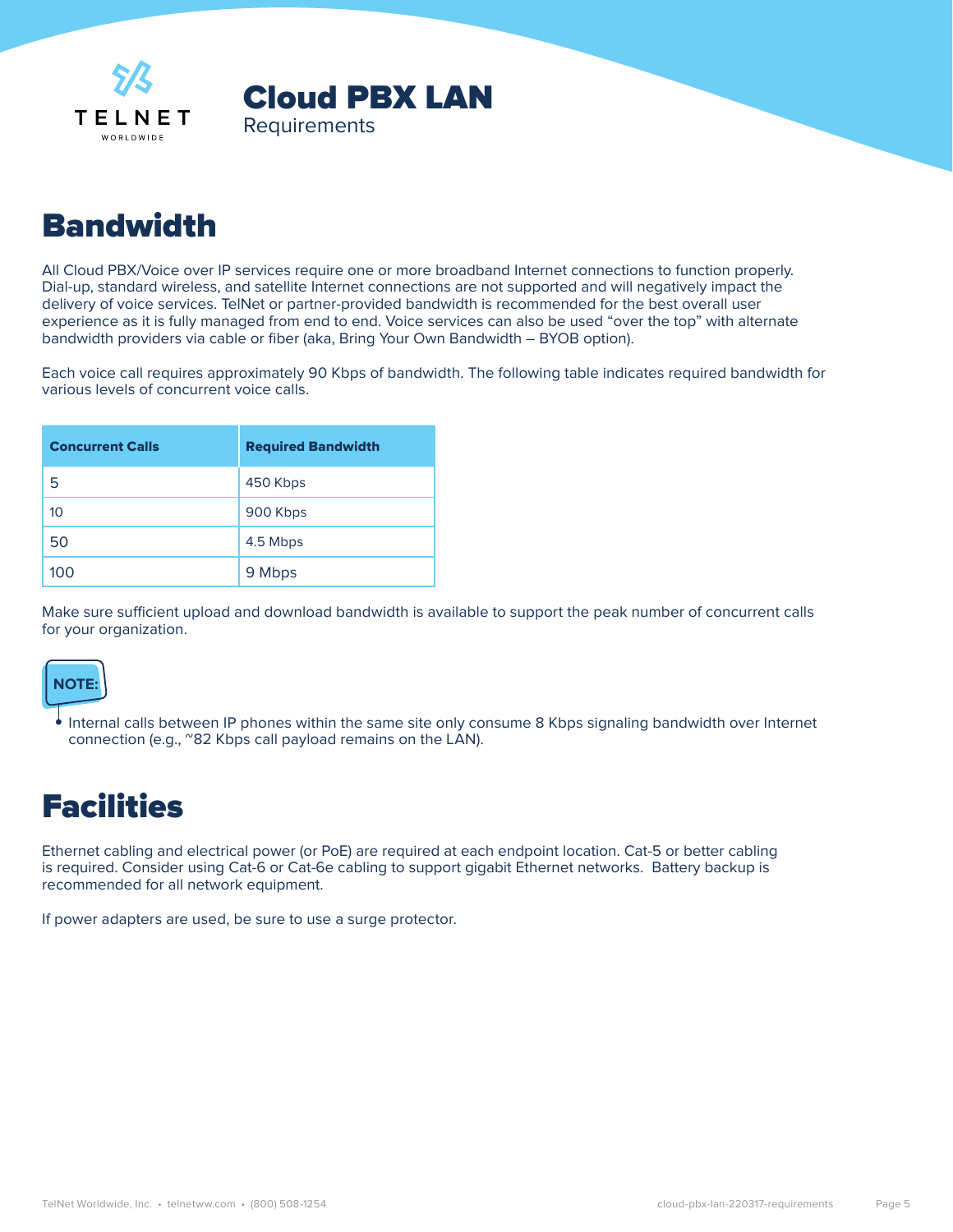# Cloud PBX LAN
Requirements

## Bandwidth

All Cloud PBX/Voice over IP services require one or more broadband Internet connections to function properly. Dial-up, standard wireless, and satellite Internet connections are not supported and will negatively impact the delivery of voice services. TelNet or partner-provided bandwidth is recommended for the best overall user experience as it is fully managed from end to end. Voice services can also be used "over the top" with alternate bandwidth providers via cable or fiber (aka, Bring Your Own Bandwidth – BYOB option).

Each voice call requires approximately 90 Kbps of bandwidth. The following table indicates required bandwidth for various levels of concurrent voice calls.

| Concurrent Calls | Required Bandwidth |
|---|---|
| 5 | 450 Kbps |
| 10 | 900 Kbps |
| 50 | 4.5 Mbps |
| 100 | 9 Mbps |

Make sure sufficient upload and download bandwidth is available to support the peak number of concurrent calls for your organization.

**NOTE:**

- Internal calls between IP phones within the same site only consume 8 Kbps signaling bandwidth over Internet connection (e.g., ~82 Kbps call payload remains on the LAN).

## Facilities

Ethernet cabling and electrical power (or PoE) are required at each endpoint location. Cat-5 or better cabling is required. Consider using Cat-6 or Cat-6e cabling to support gigabit Ethernet networks. Battery backup is recommended for all network equipment.

If power adapters are used, be sure to use a surge protector.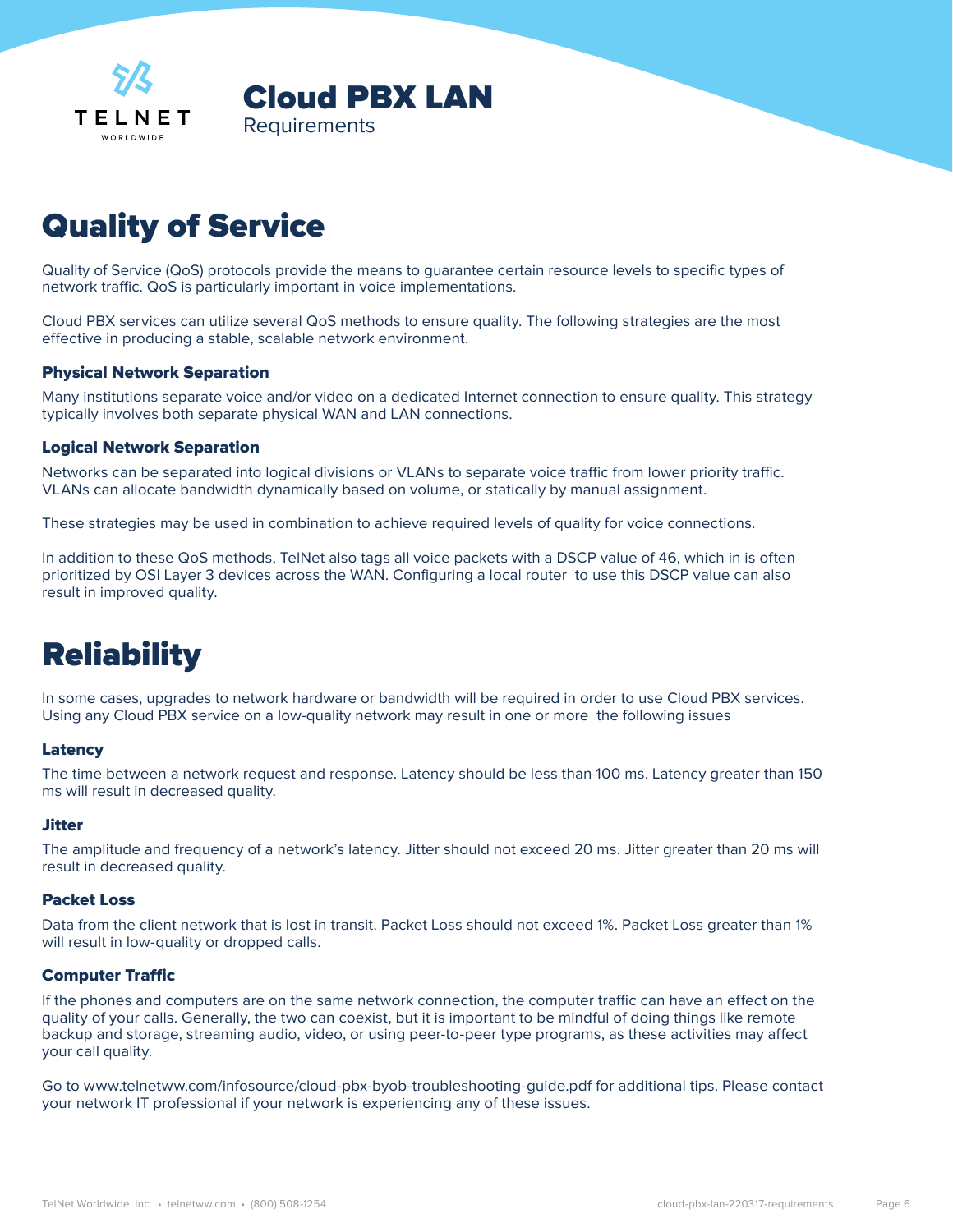# Quality of Service

Quality of Service (QoS) protocols provide the means to guarantee certain resource levels to specific types of network traffic. QoS is particularly important in voice implementations.

Cloud PBX services can utilize several QoS methods to ensure quality. The following strategies are the most effective in producing a stable, scalable network environment.

### Physical Network Separation

Many institutions separate voice and/or video on a dedicated Internet connection to ensure quality. This strategy typically involves both separate physical WAN and LAN connections.

### Logical Network Separation

Networks can be separated into logical divisions or VLANs to separate voice traffic from lower priority traffic. VLANs can allocate bandwidth dynamically based on volume, or statically by manual assignment.

These strategies may be used in combination to achieve required levels of quality for voice connections.

In addition to these QoS methods, TelNet also tags all voice packets with a DSCP value of 46, which in is often prioritized by OSI Layer 3 devices across the WAN. Configuring a local router to use this DSCP value can also result in improved quality.

# Reliability

In some cases, upgrades to network hardware or bandwidth will be required in order to use Cloud PBX services. Using any Cloud PBX service on a low-quality network may result in one or more the following issues

### Latency

The time between a network request and response. Latency should be less than 100 ms. Latency greater than 150 ms will result in decreased quality.

### Jitter

The amplitude and frequency of a network's latency. Jitter should not exceed 20 ms. Jitter greater than 20 ms will result in decreased quality.

### Packet Loss

Data from the client network that is lost in transit. Packet Loss should not exceed 1%. Packet Loss greater than 1% will result in low-quality or dropped calls.

### Computer Traffic

If the phones and computers are on the same network connection, the computer traffic can have an effect on the quality of your calls. Generally, the two can coexist, but it is important to be mindful of doing things like remote backup and storage, streaming audio, video, or using peer-to-peer type programs, as these activities may affect your call quality.

Go to www.telnetww.com/infosource/cloud-pbx-byob-troubleshooting-guide.pdf for additional tips. Please contact your network IT professional if your network is experiencing any of these issues.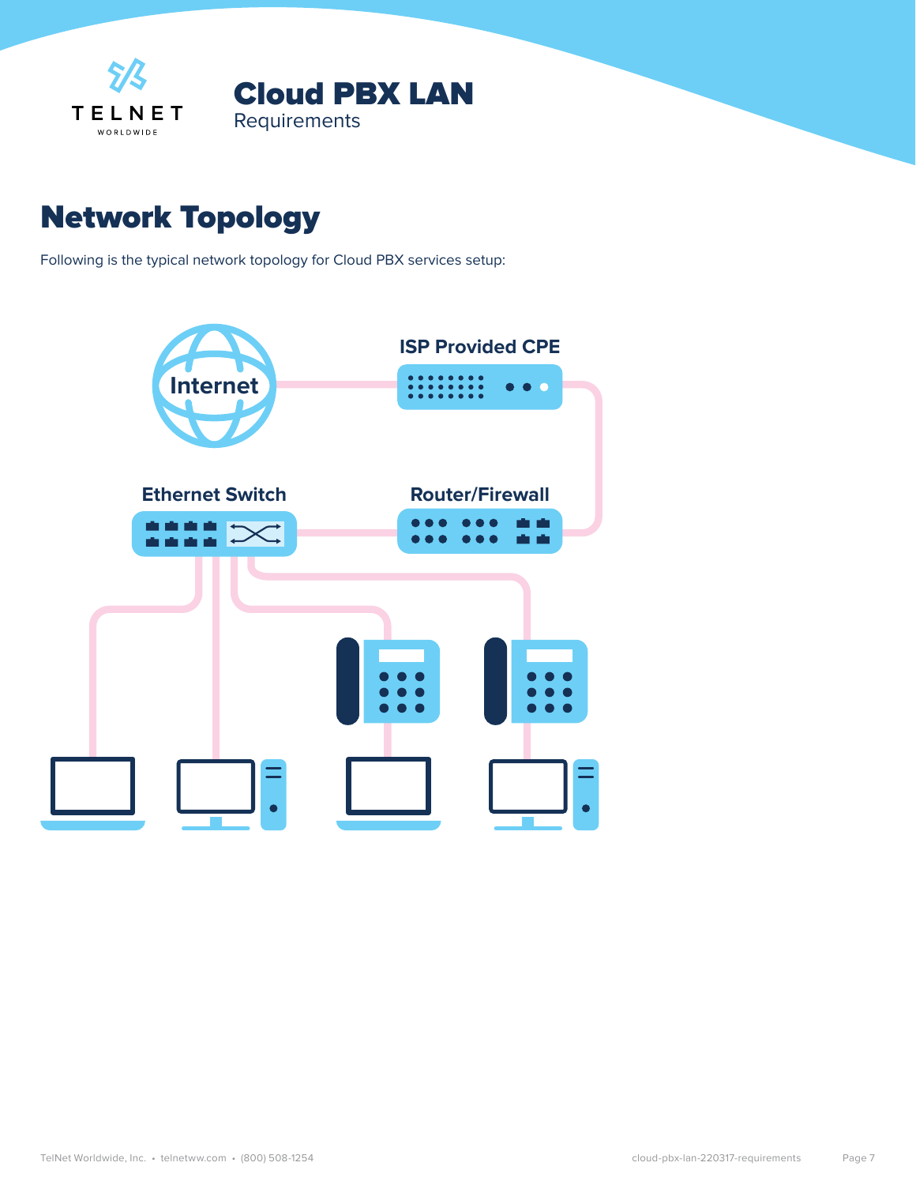# Cloud PBX LAN
Requirements

## Network Topology

Following is the typical network topology for Cloud PBX services setup:

Internet

ISP Provided CPE

Ethernet Switch

Router/Firewall